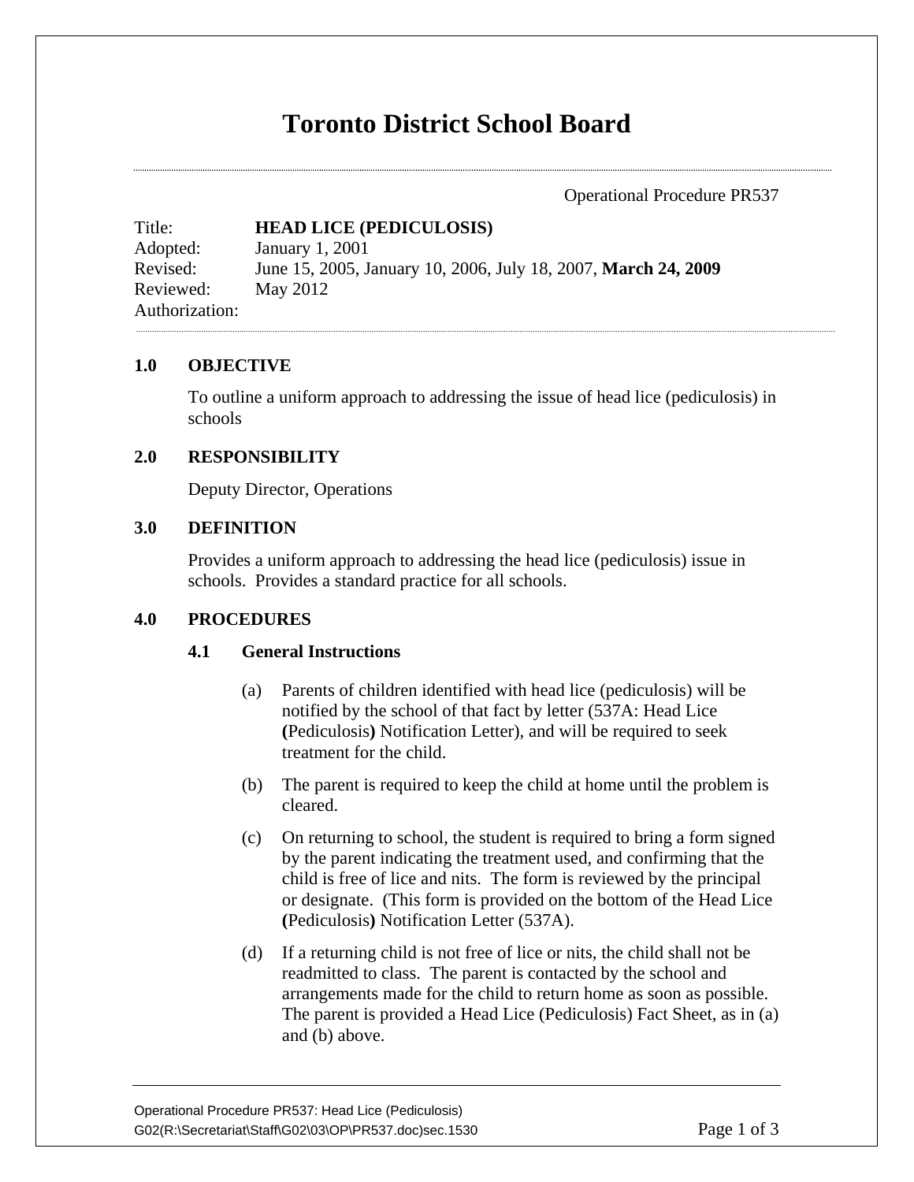# Toronto District School Board

Operational Procedure PR537

Title: **HEAD LICE (PEDICULOSIS)**
Adopted: January 1, 2001
Revised: June 15, 2005, January 10, 2006, July 18, 2007, **March 24, 2009**
Reviewed: May 2012
Authorization:

## 1.0 OBJECTIVE

To outline a uniform approach to addressing the issue of head lice (pediculosis) in schools

## 2.0 RESPONSIBILITY

Deputy Director, Operations

## 3.0 DEFINITION

Provides a uniform approach to addressing the head lice (pediculosis) issue in schools. Provides a standard practice for all schools.

## 4.0 PROCEDURES

### 4.1 General Instructions

(a) Parents of children identified with head lice (pediculosis) will be notified by the school of that fact by letter (537A: Head Lice **(**Pediculosis**)** Notification Letter), and will be required to seek treatment for the child.

(b) The parent is required to keep the child at home until the problem is cleared.

(c) On returning to school, the student is required to bring a form signed by the parent indicating the treatment used, and confirming that the child is free of lice and nits. The form is reviewed by the principal or designate. (This form is provided on the bottom of the Head Lice **(**Pediculosis**)** Notification Letter (537A).

(d) If a returning child is not free of lice or nits, the child shall not be readmitted to class. The parent is contacted by the school and arrangements made for the child to return home as soon as possible. The parent is provided a Head Lice (Pediculosis) Fact Sheet, as in (a) and (b) above.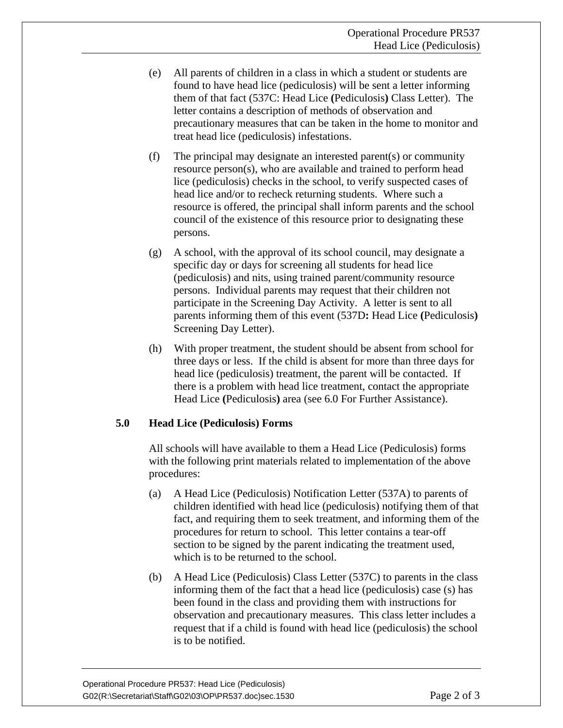(e) All parents of children in a class in which a student or students are found to have head lice (pediculosis) will be sent a letter informing them of that fact (537C: Head Lice **(**Pediculosis**)** Class Letter). The letter contains a description of methods of observation and precautionary measures that can be taken in the home to monitor and treat head lice (pediculosis) infestations.

(f) The principal may designate an interested parent(s) or community resource person(s), who are available and trained to perform head lice (pediculosis) checks in the school, to verify suspected cases of head lice and/or to recheck returning students. Where such a resource is offered, the principal shall inform parents and the school council of the existence of this resource prior to designating these persons.

(g) A school, with the approval of its school council, may designate a specific day or days for screening all students for head lice (pediculosis) and nits, using trained parent/community resource persons. Individual parents may request that their children not participate in the Screening Day Activity. A letter is sent to all parents informing them of this event (537D**:** Head Lice **(**Pediculosis**)** Screening Day Letter).

(h) With proper treatment, the student should be absent from school for three days or less. If the child is absent for more than three days for head lice (pediculosis) treatment, the parent will be contacted. If there is a problem with head lice treatment, contact the appropriate Head Lice **(**Pediculosis**)** area (see 6.0 For Further Assistance).

## 5.0 Head Lice (Pediculosis) Forms

All schools will have available to them a Head Lice (Pediculosis) forms with the following print materials related to implementation of the above procedures:

(a) A Head Lice (Pediculosis) Notification Letter (537A) to parents of children identified with head lice (pediculosis) notifying them of that fact, and requiring them to seek treatment, and informing them of the procedures for return to school. This letter contains a tear-off section to be signed by the parent indicating the treatment used, which is to be returned to the school.

(b) A Head Lice (Pediculosis) Class Letter (537C) to parents in the class informing them of the fact that a head lice (pediculosis) case (s) has been found in the class and providing them with instructions for observation and precautionary measures. This class letter includes a request that if a child is found with head lice (pediculosis) the school is to be notified.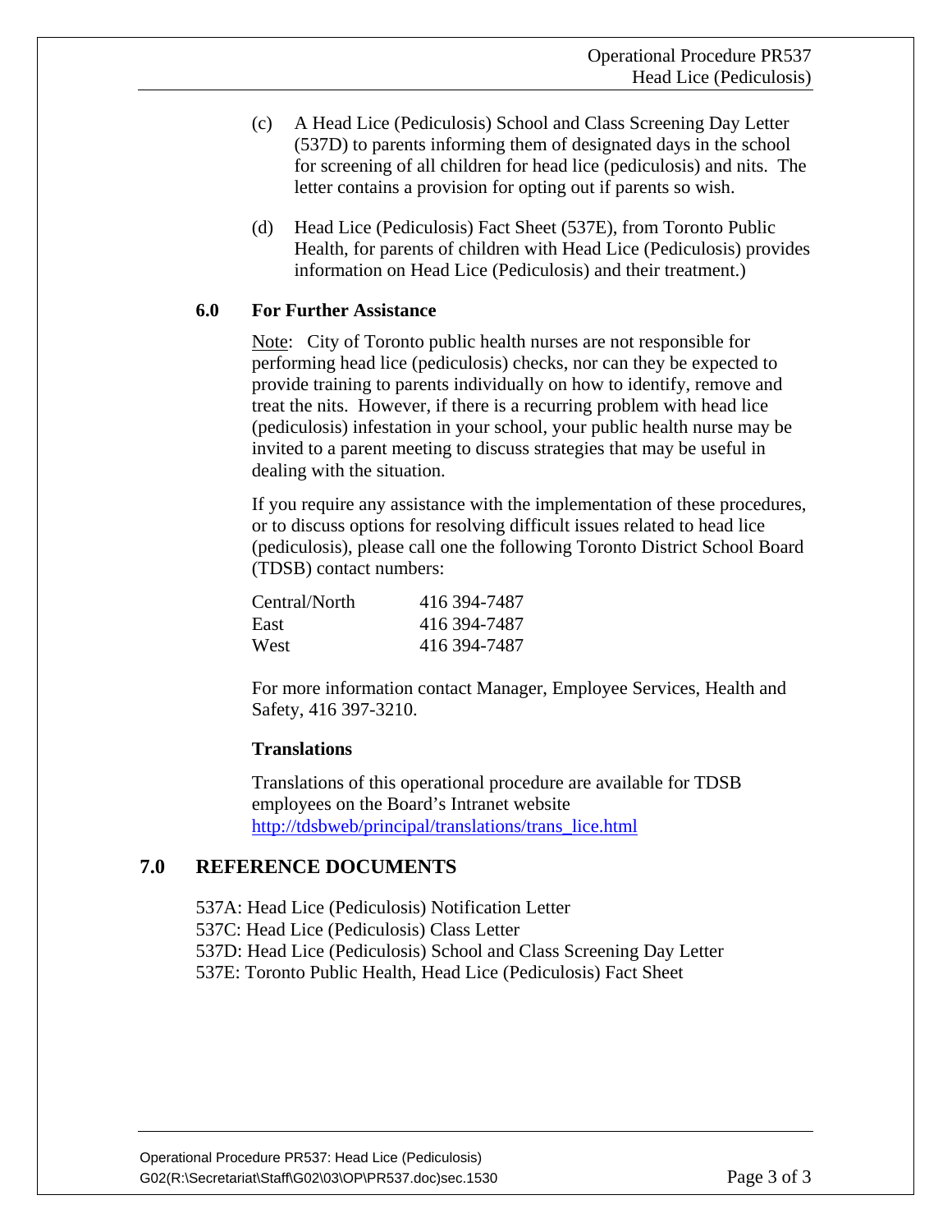(c) A Head Lice (Pediculosis) School and Class Screening Day Letter (537D) to parents informing them of designated days in the school for screening of all children for head lice (pediculosis) and nits. The letter contains a provision for opting out if parents so wish.

(d) Head Lice (Pediculosis) Fact Sheet (537E), from Toronto Public Health, for parents of children with Head Lice (Pediculosis) provides information on Head Lice (Pediculosis) and their treatment.)

### 6.0 For Further Assistance

Note: City of Toronto public health nurses are not responsible for performing head lice (pediculosis) checks, nor can they be expected to provide training to parents individually on how to identify, remove and treat the nits. However, if there is a recurring problem with head lice (pediculosis) infestation in your school, your public health nurse may be invited to a parent meeting to discuss strategies that may be useful in dealing with the situation.

If you require any assistance with the implementation of these procedures, or to discuss options for resolving difficult issues related to head lice (pediculosis), please call one the following Toronto District School Board (TDSB) contact numbers:

| | |
|---|---|
| Central/North | 416 394-7487 |
| East | 416 394-7487 |
| West | 416 394-7487 |

For more information contact Manager, Employee Services, Health and Safety, 416 397-3210.

**Translations**

Translations of this operational procedure are available for TDSB employees on the Board's Intranet website http://tdsbweb/principal/translations/trans_lice.html

## 7.0 REFERENCE DOCUMENTS

537A: Head Lice (Pediculosis) Notification Letter
537C: Head Lice (Pediculosis) Class Letter
537D: Head Lice (Pediculosis) School and Class Screening Day Letter
537E: Toronto Public Health, Head Lice (Pediculosis) Fact Sheet